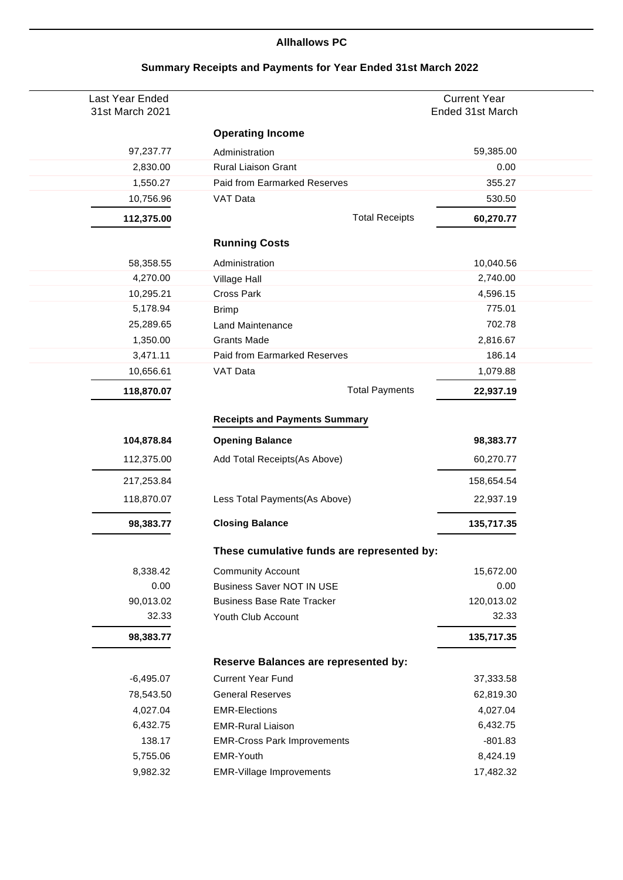## Allhallows PC

### Summary Receipts and Payments for Year Ended 31st March 2022

| Last Year Ended 31st March 2021 | | Current Year Ended 31st March |
|---:|---|---:|
| | **Operating Income** | |
| 97,237.77 | Administration | 59,385.00 |
| 2,830.00 | Rural Liaison Grant | 0.00 |
| 1,550.27 | Paid from Earmarked Reserves | 355.27 |
| 10,756.96 | VAT Data | 530.50 |
| **112,375.00** | Total Receipts | **60,270.77** |
| | **Running Costs** | |
| 58,358.55 | Administration | 10,040.56 |
| 4,270.00 | Village Hall | 2,740.00 |
| 10,295.21 | Cross Park | 4,596.15 |
| 5,178.94 | Brimp | 775.01 |
| 25,289.65 | Land Maintenance | 702.78 |
| 1,350.00 | Grants Made | 2,816.67 |
| 3,471.11 | Paid from Earmarked Reserves | 186.14 |
| 10,656.61 | VAT Data | 1,079.88 |
| **118,870.07** | Total Payments | **22,937.19** |
| | **Receipts and Payments Summary** | |
| **104,878.84** | **Opening Balance** | **98,383.77** |
| 112,375.00 | Add Total Receipts(As Above) | 60,270.77 |
| 217,253.84 | | 158,654.54 |
| 118,870.07 | Less Total Payments(As Above) | 22,937.19 |
| **98,383.77** | **Closing Balance** | **135,717.35** |
| | **These cumulative funds are represented by:** | |
| 8,338.42 | Community Account | 15,672.00 |
| 0.00 | Business Saver NOT IN USE | 0.00 |
| 90,013.02 | Business Base Rate Tracker | 120,013.02 |
| 32.33 | Youth Club Account | 32.33 |
| **98,383.77** | | **135,717.35** |
| | **Reserve Balances are represented by:** | |
| -6,495.07 | Current Year Fund | 37,333.58 |
| 78,543.50 | General Reserves | 62,819.30 |
| 4,027.04 | EMR-Elections | 4,027.04 |
| 6,432.75 | EMR-Rural Liaison | 6,432.75 |
| 138.17 | EMR-Cross Park Improvements | -801.83 |
| 5,755.06 | EMR-Youth | 8,424.19 |
| 9,982.32 | EMR-Village Improvements | 17,482.32 |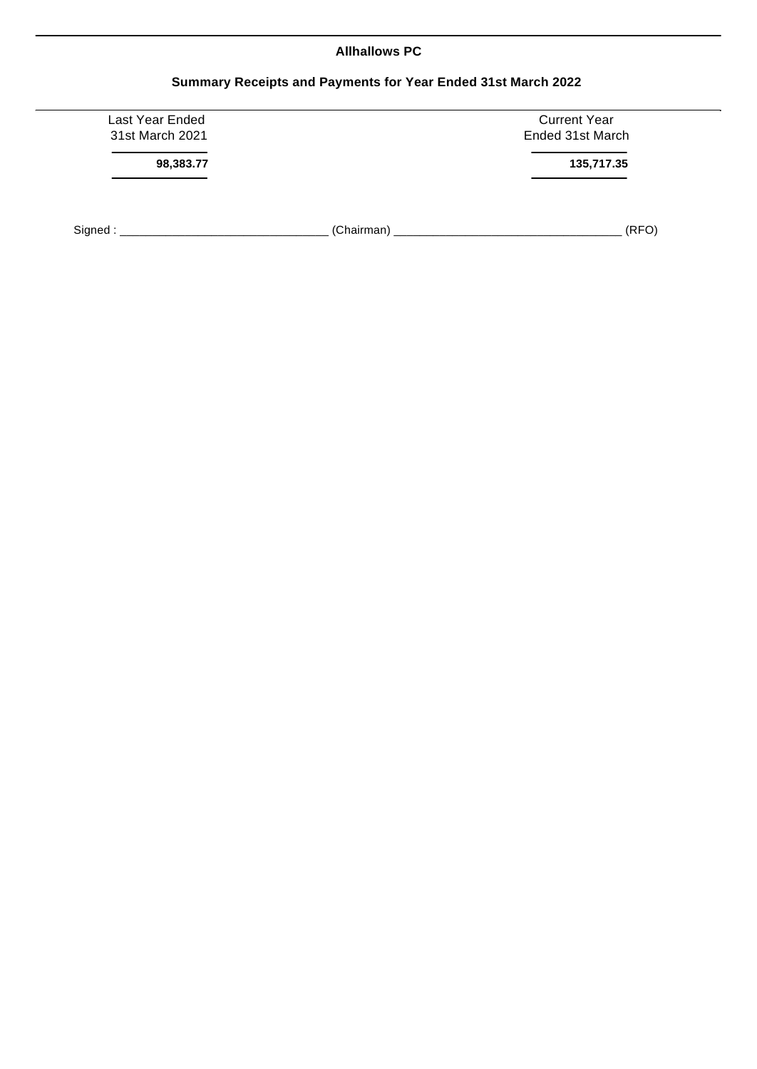**Allhallows PC**

**Summary Receipts and Payments for Year Ended 31st March 2022**

| Last Year Ended 31st March 2021 | | Current Year Ended 31st March |
|---|---|---|
| **98,383.77** | | **135,717.35** |

Signed : ______________________________ (Chairman) __________________________________ (RFO)